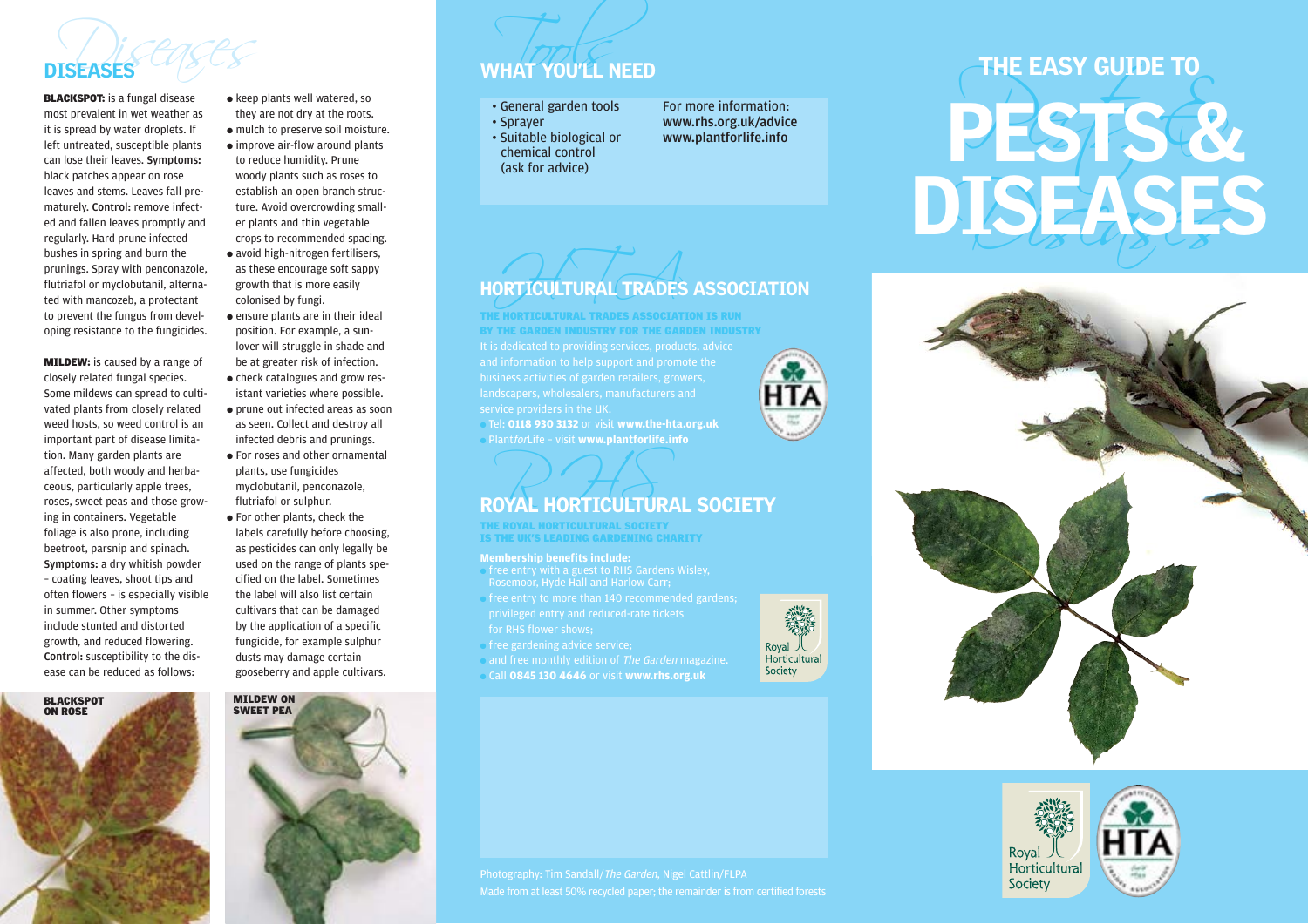## DISEASES

**BLACKSPOT:** is a fungal disease most prevalent in wet weather as it is spread by water droplets. If left untreated, susceptible plants can lose their leaves. **Symptoms:** black patches appear on rose leaves and stems. Leaves fall prematurely. **Control:** remove infected and fallen leaves promptly and regularly. Hard prune infected bushes in spring and burn the prunings. Spray with penconazole, flutriafol or myclobutanil, alternated with mancozeb, a protectant to prevent the fungus from developing resistance to the fungicides.

**MILDEW:** is caused by a range of closely related fungal species. Some mildews can spread to cultivated plants from closely related weed hosts, so weed control is an important part of disease limitation. Many garden plants are affected, both woody and herbaceous, particularly apple trees, roses, sweet peas and those growing in containers. Vegetable foliage is also prone, including beetroot, parsnip and spinach. **Symptoms:** a dry whitish powder – coating leaves, shoot tips and often flowers – is especially visible in summer. Other symptoms include stunted and distorted growth, and reduced flowering. **Control:** susceptibility to the disease can be reduced as follows:

- keep plants well watered, so they are not dry at the roots.
- mulch to preserve soil moisture.
- improve air-flow around plants to reduce humidity. Prune woody plants such as roses to establish an open branch structure. Avoid overcrowding smaller plants and thin vegetable crops to recommended spacing.
- avoid high-nitrogen fertilisers, as these encourage soft sappy growth that is more easily colonised by fungi.
- ensure plants are in their ideal position. For example, a sun-lover will struggle in shade and be at greater risk of infection.
- check catalogues and grow resistant varieties where possible.
- prune out infected areas as soon as seen. Collect and destroy all infected debris and prunings.
- For roses and other ornamental plants, use fungicides myclobutanil, penconazole, flutriafol or sulphur.
- For other plants, check the labels carefully before choosing, as pesticides can only legally be used on the range of plants specified on the label. Sometimes the label will also list certain cultivars that can be damaged by the application of a specific fungicide, for example sulphur dusts may damage certain gooseberry and apple cultivars.

**BLACKSPOT ON ROSE**

**MILDEW ON SWEET PEA**

## WHAT YOU'LL NEED

- General garden tools
- Sprayer
- Suitable biological or chemical control (ask for advice)

For more information:
**www.rhs.org.uk/advice**
**www.plantforlife.info**

## HORTICULTURAL TRADES ASSOCIATION

**THE HORTICULTURAL TRADES ASSOCIATION IS RUN BY THE GARDEN INDUSTRY FOR THE GARDEN INDUSTRY**

It is dedicated to providing services, products, advice and information to help support and promote the business activities of garden retailers, growers, landscapers, wholesalers, manufacturers and service providers in the UK.

- Tel: **0118 930 3132** or visit **www.the-hta.org.uk**
- Plant*for*Life – visit **www.plantforlife.info**

## ROYAL HORTICULTURAL SOCIETY

**THE ROYAL HORTICULTURAL SOCIETY IS THE UK'S LEADING GARDENING CHARITY**

**Membership benefits include:**

- free entry with a guest to RHS Gardens Wisley, Rosemoor, Hyde Hall and Harlow Carr;
- free entry to more than 140 recommended gardens; privileged entry and reduced-rate tickets for RHS flower shows;
- free gardening advice service;
- and free monthly edition of *The Garden* magazine.
- Call **0845 130 4646** or visit **www.rhs.org.uk**

Photography: Tim Sandall/*The Garden*, Nigel Cattlin/FLPA
Made from at least 50% recycled paper; the remainder is from certified forests

# THE EASY GUIDE TO PESTS & DISEASES

Royal Horticultural Society

HTA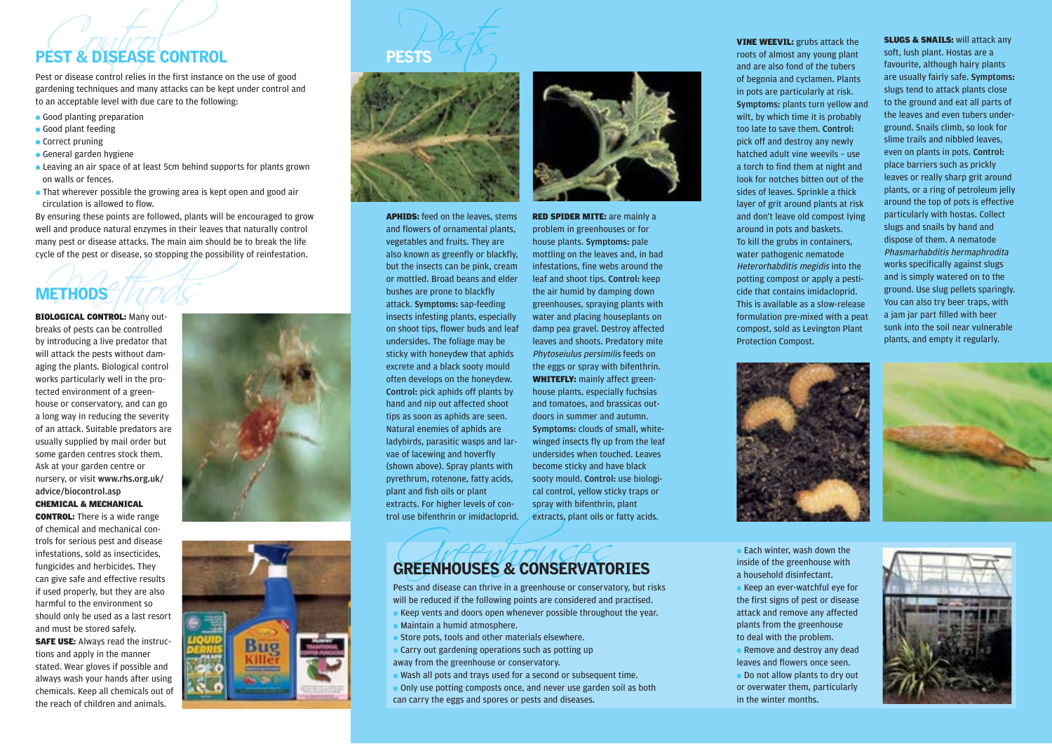## PEST & DISEASE CONTROL

Pest or disease control relies in the first instance on the use of good gardening techniques and many attacks can be kept under control and to an acceptable level with due care to the following:

- Good planting preparation
- Good plant feeding
- Correct pruning
- General garden hygiene
- Leaving an air space of at least 5cm behind supports for plants grown on walls or fences.
- That wherever possible the growing area is kept open and good air circulation is allowed to flow.

By ensuring these points are followed, plants will be encouraged to grow well and produce natural enzymes in their leaves that naturally control many pest or disease attacks. The main aim should be to break the life cycle of the pest or disease, so stopping the possibility of reinfestation.

## METHODS

**BIOLOGICAL CONTROL:** Many outbreaks of pests can be controlled by introducing a live predator that will attack the pests without damaging the plants. Biological control works particularly well in the protected environment of a greenhouse or conservatory, and can go a long way in reducing the severity of an attack. Suitable predators are usually supplied by mail order but some garden centres stock them. Ask at your garden centre or nursery, or visit **www.rhs.org.uk/advice/biocontrol.asp**

**CHEMICAL & MECHANICAL CONTROL:** There is a wide range of chemical and mechanical controls for serious pest and disease infestations, sold as insecticides, fungicides and herbicides. They can give safe and effective results if used properly, but they are also harmful to the environment so should only be used as a last resort and must be stored safely.

**SAFE USE:** Always read the instructions and apply in the manner stated. Wear gloves if possible and always wash your hands after using chemicals. Keep all chemicals out of the reach of children and animals.

## PESTS

**APHIDS:** feed on the leaves, stems and flowers of ornamental plants, vegetables and fruits. They are also known as greenfly or blackfly, but the insects can be pink, cream or mottled. Broad beans and elder bushes are prone to blackfly attack. **Symptoms:** sap-feeding insects infesting plants, especially on shoot tips, flower buds and leaf undersides. The foliage may be sticky with honeydew that aphids excrete and a black sooty mould often develops on the honeydew. **Control:** pick aphids off plants by hand and nip out affected shoot tips as soon as aphids are seen. Natural enemies of aphids are ladybirds, parasitic wasps and larvae of lacewing and hoverfly (shown above). Spray plants with pyrethrum, rotenone, fatty acids, plant and fish oils or plant extracts. For higher levels of control use bifenthrin or imidacloprid.

**RED SPIDER MITE:** are mainly a problem in greenhouses or for house plants. **Symptoms:** pale mottling on the leaves and, in bad infestations, fine webs around the leaf and shoot tips. **Control:** keep the air humid by damping down greenhouses, spraying plants with water and placing houseplants on damp pea gravel. Destroy affected leaves and shoots. Predatory mite *Phytoseiulus persimilis* feeds on the eggs or spray with bifenthrin.

**WHITEFLY:** mainly affect greenhouse plants, especially fuchsias and tomatoes, and brassicas outdoors in summer and autumn. **Symptoms:** clouds of small, white-winged insects fly up from the leaf undersides when touched. Leaves become sticky and have black sooty mould. **Control:** use biological control, yellow sticky traps or spray with bifenthrin, plant extracts, plant oils or fatty acids.

**VINE WEEVIL:** grubs attack the roots of almost any young plant and are also fond of the tubers of begonia and cyclamen. Plants in pots are particularly at risk. **Symptoms:** plants turn yellow and wilt, by which time it is probably too late to save them. **Control:** pick off and destroy any newly hatched adult vine weevils – use a torch to find them at night and look for notches bitten out of the sides of leaves. Sprinkle a thick layer of grit around plants at risk and don't leave old compost lying around in pots and baskets. To kill the grubs in containers, water pathogenic nematode *Heterorhabditis megidis* into the potting compost or apply a pesticide that contains imidacloprid. This is available as a slow-release formulation pre-mixed with a peat compost, sold as Levington Plant Protection Compost.

**SLUGS & SNAILS:** will attack any soft, lush plant. Hostas are a favourite, although hairy plants are usually fairly safe. **Symptoms:** slugs tend to attack plants close to the ground and eat all parts of the leaves and even tubers underground. Snails climb, so look for slime trails and nibbled leaves, even on plants in pots. **Control:** place barriers such as prickly leaves or really sharp grit around plants, or a ring of petroleum jelly around the top of pots is effective particularly with hostas. Collect slugs and snails by hand and dispose of them. A nematode *Phasmarhabditis hermaphrodita* works specifically against slugs and is simply watered on to the ground. Use slug pellets sparingly. You can also try beer traps, with a jam jar part filled with beer sunk into the soil near vulnerable plants, and empty it regularly.

## GREENHOUSES & CONSERVATORIES

Pests and disease can thrive in a greenhouse or conservatory, but risks will be reduced if the following points are considered and practised.

- Keep vents and doors open whenever possible throughout the year.
- Maintain a humid atmosphere.
- Store pots, tools and other materials elsewhere.
- Carry out gardening operations such as potting up away from the greenhouse or conservatory.
- Wash all pots and trays used for a second or subsequent time.
- Only use potting composts once, and never use garden soil as both can carry the eggs and spores or pests and diseases.
- Each winter, wash down the inside of the greenhouse with a household disinfectant.
- Keep an ever-watchful eye for the first signs of pest or disease attack and remove any affected plants from the greenhouse to deal with the problem.
- Remove and destroy any dead leaves and flowers once seen.
- Do not allow plants to dry out or overwater them, particularly in the winter months.